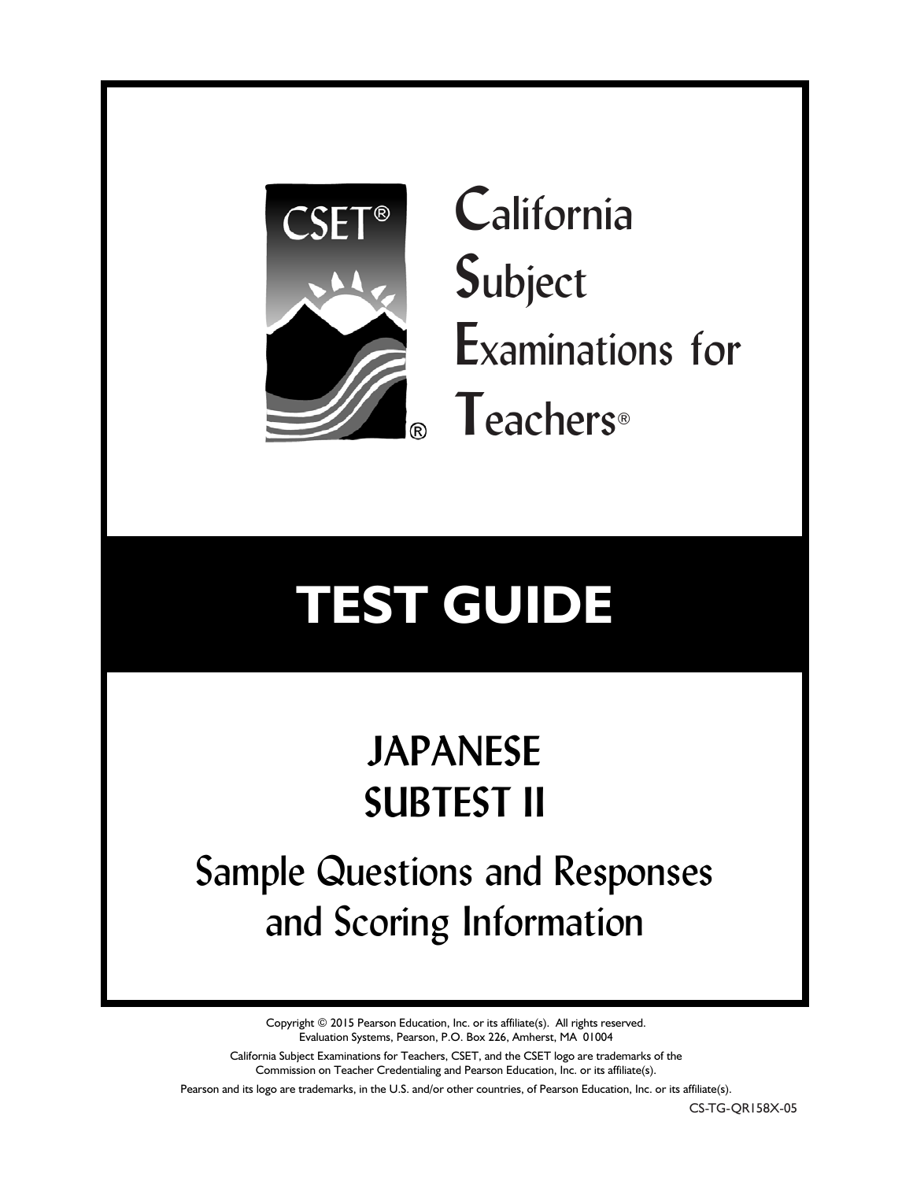CSET®

California Subject Examinations for Teachers®

# TEST GUIDE

## JAPANESE SUBTEST II

## Sample Questions and Responses and Scoring Information

Copyright © 2015 Pearson Education, Inc. or its affiliate(s). All rights reserved.
Evaluation Systems, Pearson, P.O. Box 226, Amherst, MA 01004

California Subject Examinations for Teachers, CSET, and the CSET logo are trademarks of the Commission on Teacher Credentialing and Pearson Education, Inc. or its affiliate(s).

Pearson and its logo are trademarks, in the U.S. and/or other countries, of Pearson Education, Inc. or its affiliate(s).

CS-TG-QR158X-05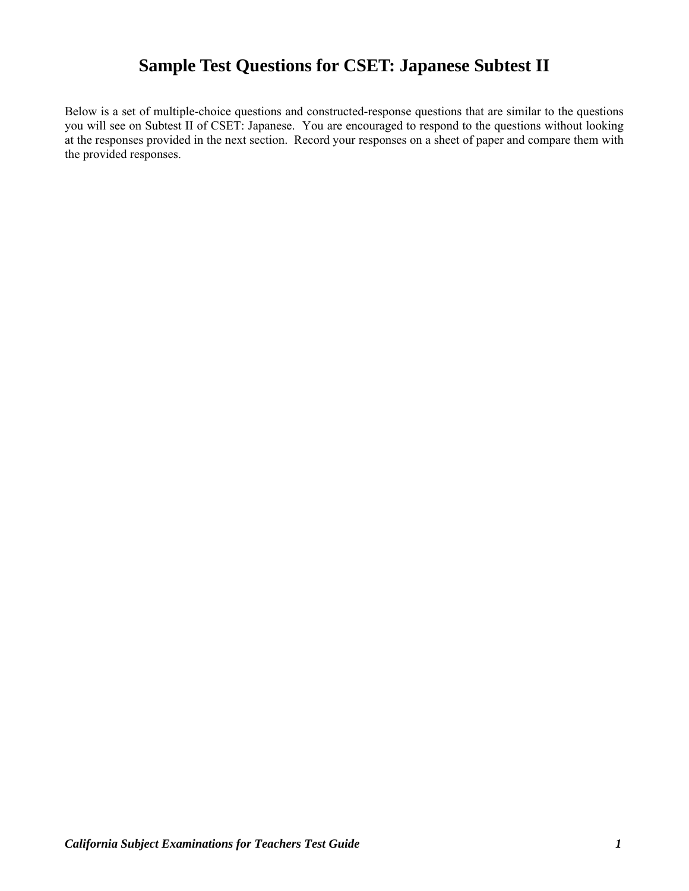# Sample Test Questions for CSET: Japanese Subtest II

Below is a set of multiple-choice questions and constructed-response questions that are similar to the questions you will see on Subtest II of CSET: Japanese. You are encouraged to respond to the questions without looking at the responses provided in the next section. Record your responses on a sheet of paper and compare them with the provided responses.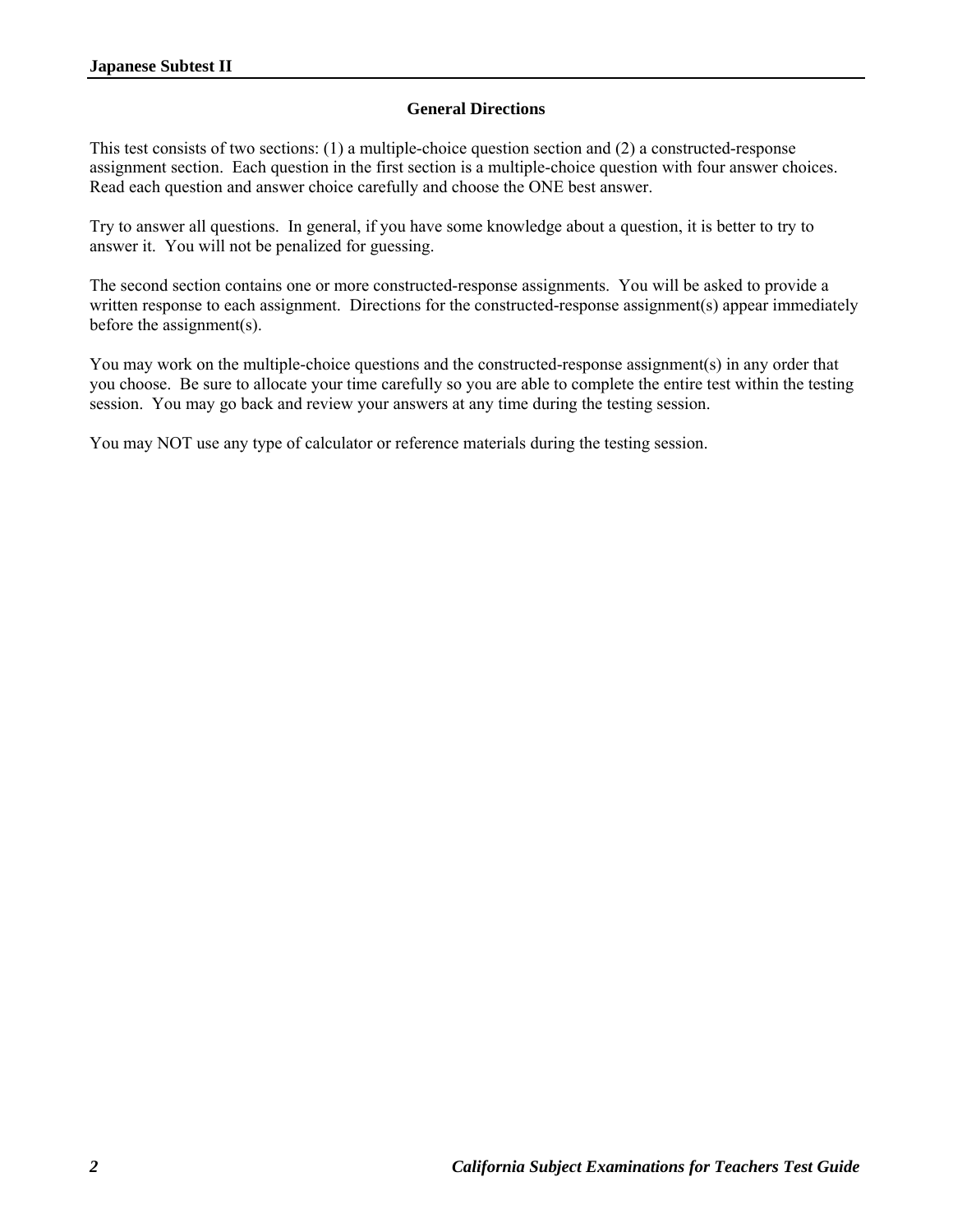## General Directions

This test consists of two sections: (1) a multiple-choice question section and (2) a constructed-response assignment section. Each question in the first section is a multiple-choice question with four answer choices. Read each question and answer choice carefully and choose the ONE best answer.

Try to answer all questions. In general, if you have some knowledge about a question, it is better to try to answer it. You will not be penalized for guessing.

The second section contains one or more constructed-response assignments. You will be asked to provide a written response to each assignment. Directions for the constructed-response assignment(s) appear immediately before the assignment(s).

You may work on the multiple-choice questions and the constructed-response assignment(s) in any order that you choose. Be sure to allocate your time carefully so you are able to complete the entire test within the testing session. You may go back and review your answers at any time during the testing session.

You may NOT use any type of calculator or reference materials during the testing session.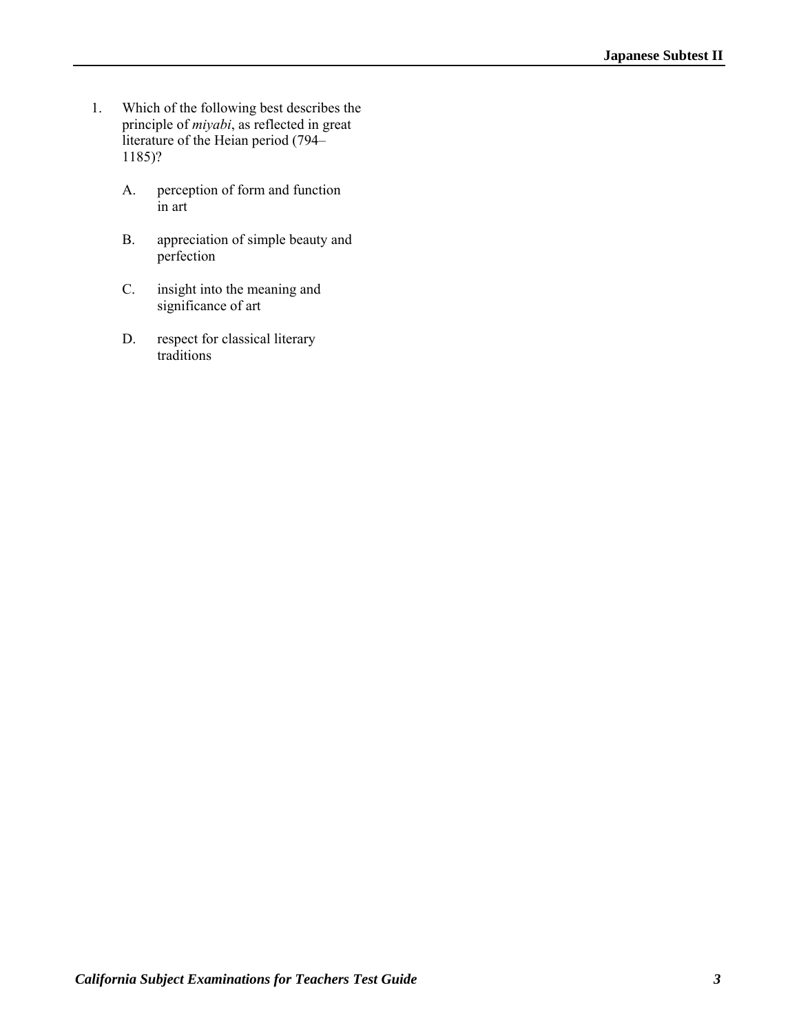1. Which of the following best describes the principle of *miyabi*, as reflected in great literature of the Heian period (794–1185)?

   A. perception of form and function in art

   B. appreciation of simple beauty and perfection

   C. insight into the meaning and significance of art

   D. respect for classical literary traditions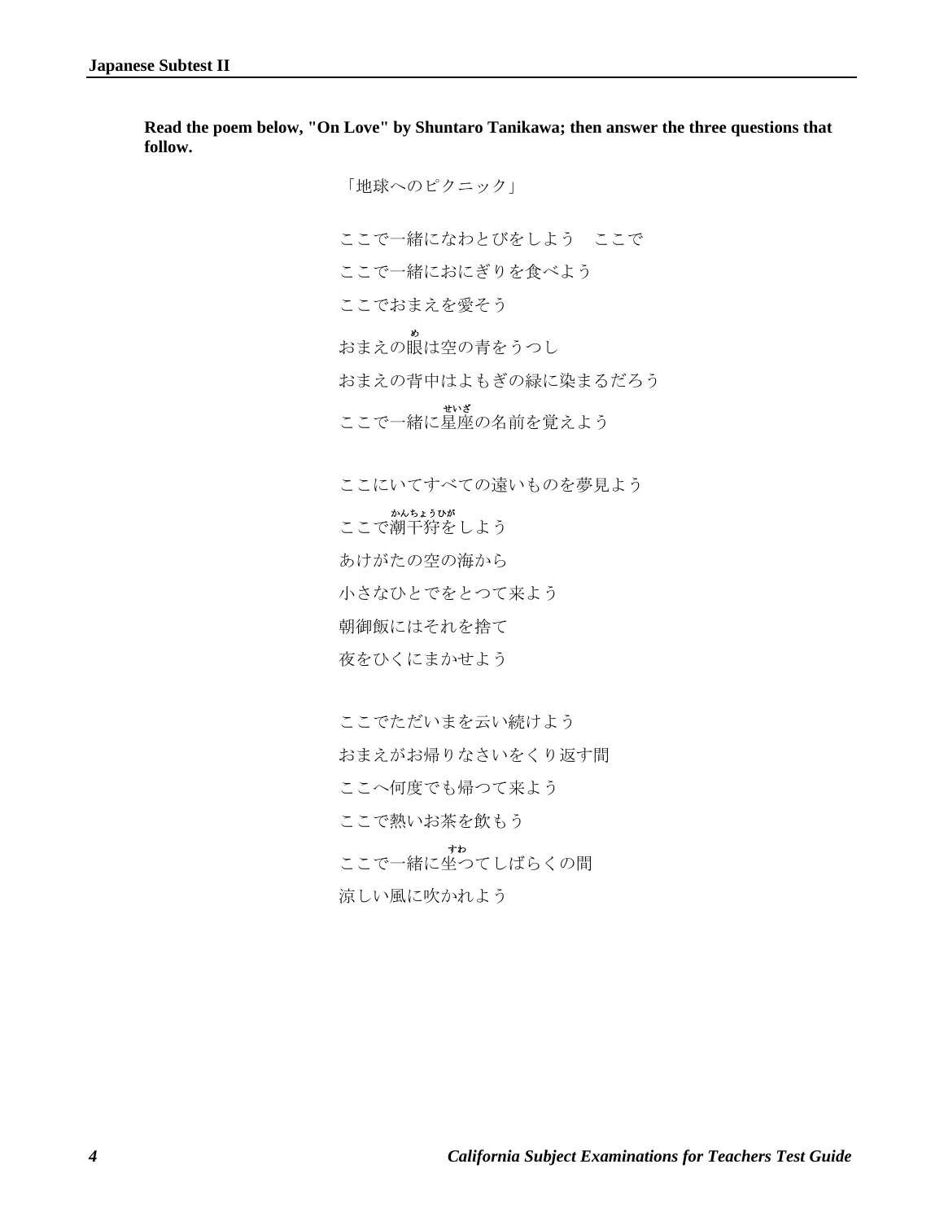**Read the poem below, "On Love" by Shuntaro Tanikawa; then answer the three questions that follow.**

「地球へのピクニック」

ここで一緒になわとびをしよう　ここで
ここで一緒におにぎりを食べよう
ここでおまえを愛そう
おまえの眼(め)は空の青をうつし
おまえの背中はよもぎの緑に染まるだろう
ここで一緒に星座(せいざ)の名前を覚えよう

ここにいてすべての遠いものを夢見よう
ここで潮干狩(かんちょうひが)をしよう
あけがたの空の海から
小さなひとでをとつて来よう
朝御飯にはそれを捨て
夜をひくにまかせよう

ここでただいまを云い続けよう
おまえがお帰りなさいをくり返す間
ここへ何度でも帰つて来よう
ここで熱いお茶を飲もう
ここで一緒に坐(すわ)つてしばらくの間
涼しい風に吹かれよう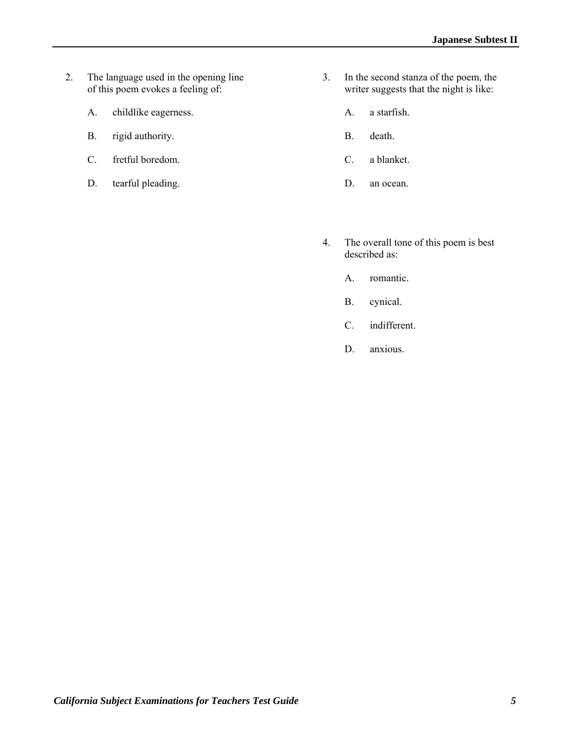2. The language used in the opening line of this poem evokes a feeling of:

   A. childlike eagerness.

   B. rigid authority.

   C. fretful boredom.

   D. tearful pleading.

3. In the second stanza of the poem, the writer suggests that the night is like:

   A. a starfish.

   B. death.

   C. a blanket.

   D. an ocean.

4. The overall tone of this poem is best described as:

   A. romantic.

   B. cynical.

   C. indifferent.

   D. anxious.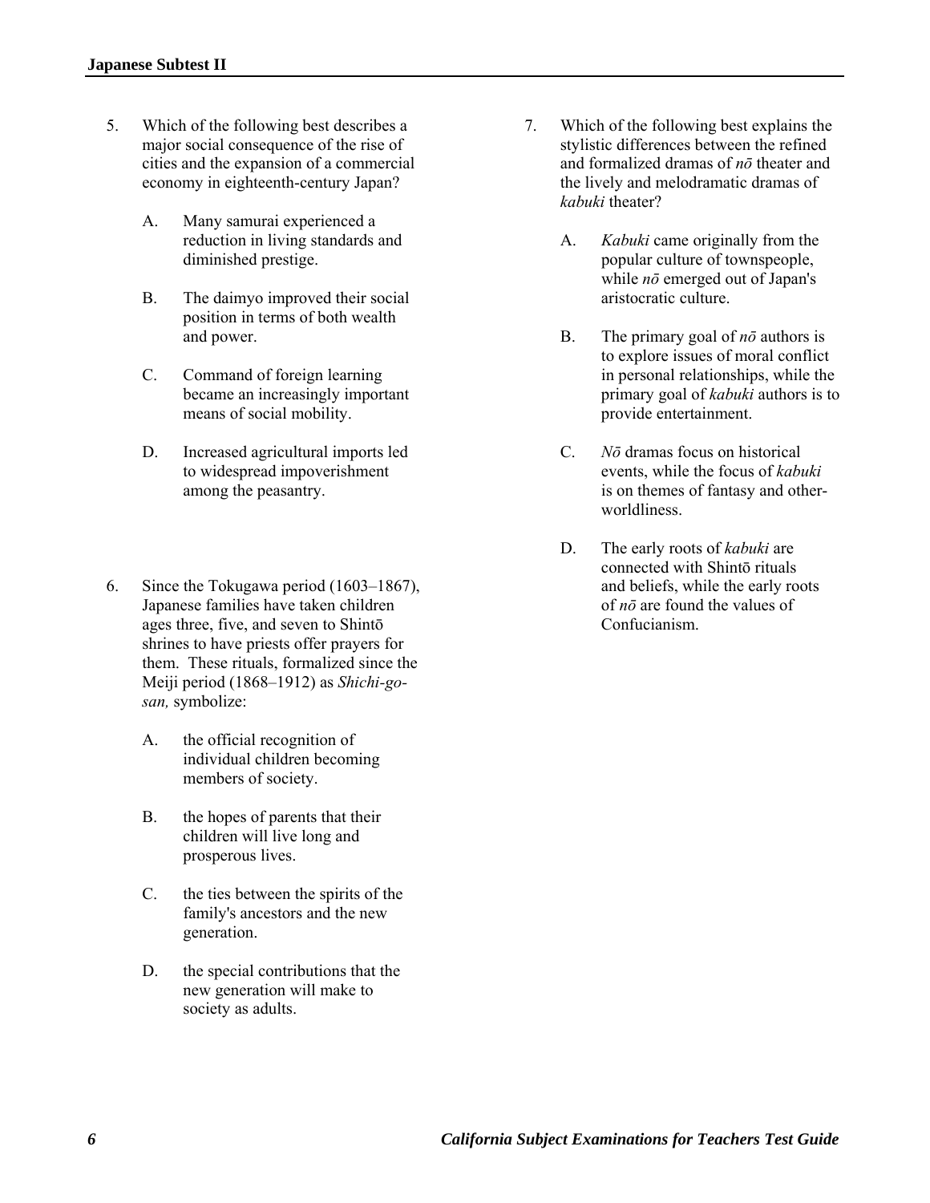5. Which of the following best describes a major social consequence of the rise of cities and the expansion of a commercial economy in eighteenth-century Japan?

    A. Many samurai experienced a reduction in living standards and diminished prestige.

    B. The daimyo improved their social position in terms of both wealth and power.

    C. Command of foreign learning became an increasingly important means of social mobility.

    D. Increased agricultural imports led to widespread impoverishment among the peasantry.

6. Since the Tokugawa period (1603–1867), Japanese families have taken children ages three, five, and seven to Shintō shrines to have priests offer prayers for them. These rituals, formalized since the Meiji period (1868–1912) as *Shichi-go-san,* symbolize:

    A. the official recognition of individual children becoming members of society.

    B. the hopes of parents that their children will live long and prosperous lives.

    C. the ties between the spirits of the family's ancestors and the new generation.

    D. the special contributions that the new generation will make to society as adults.

7. Which of the following best explains the stylistic differences between the refined and formalized dramas of *nō* theater and the lively and melodramatic dramas of *kabuki* theater?

    A. *Kabuki* came originally from the popular culture of townspeople, while *nō* emerged out of Japan's aristocratic culture.

    B. The primary goal of *nō* authors is to explore issues of moral conflict in personal relationships, while the primary goal of *kabuki* authors is to provide entertainment.

    C. *Nō* dramas focus on historical events, while the focus of *kabuki* is on themes of fantasy and other-worldliness.

    D. The early roots of *kabuki* are connected with Shintō rituals and beliefs, while the early roots of *nō* are found the values of Confucianism.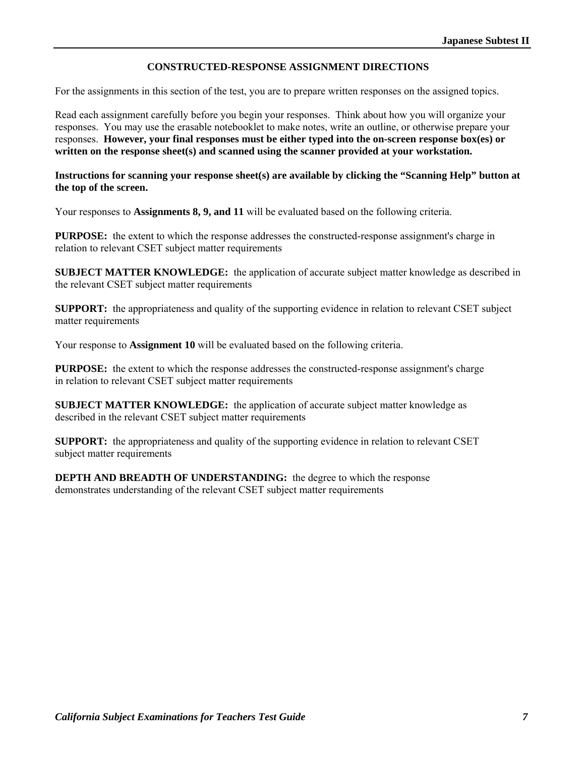## CONSTRUCTED-RESPONSE ASSIGNMENT DIRECTIONS

For the assignments in this section of the test, you are to prepare written responses on the assigned topics.

Read each assignment carefully before you begin your responses. Think about how you will organize your responses. You may use the erasable notebooklet to make notes, write an outline, or otherwise prepare your responses. **However, your final responses must be either typed into the on-screen response box(es) or written on the response sheet(s) and scanned using the scanner provided at your workstation.**

**Instructions for scanning your response sheet(s) are available by clicking the "Scanning Help" button at the top of the screen.**

Your responses to **Assignments 8, 9, and 11** will be evaluated based on the following criteria.

**PURPOSE:** the extent to which the response addresses the constructed-response assignment's charge in relation to relevant CSET subject matter requirements

**SUBJECT MATTER KNOWLEDGE:** the application of accurate subject matter knowledge as described in the relevant CSET subject matter requirements

**SUPPORT:** the appropriateness and quality of the supporting evidence in relation to relevant CSET subject matter requirements

Your response to **Assignment 10** will be evaluated based on the following criteria.

**PURPOSE:** the extent to which the response addresses the constructed-response assignment's charge in relation to relevant CSET subject matter requirements

**SUBJECT MATTER KNOWLEDGE:** the application of accurate subject matter knowledge as described in the relevant CSET subject matter requirements

**SUPPORT:** the appropriateness and quality of the supporting evidence in relation to relevant CSET subject matter requirements

**DEPTH AND BREADTH OF UNDERSTANDING:** the degree to which the response demonstrates understanding of the relevant CSET subject matter requirements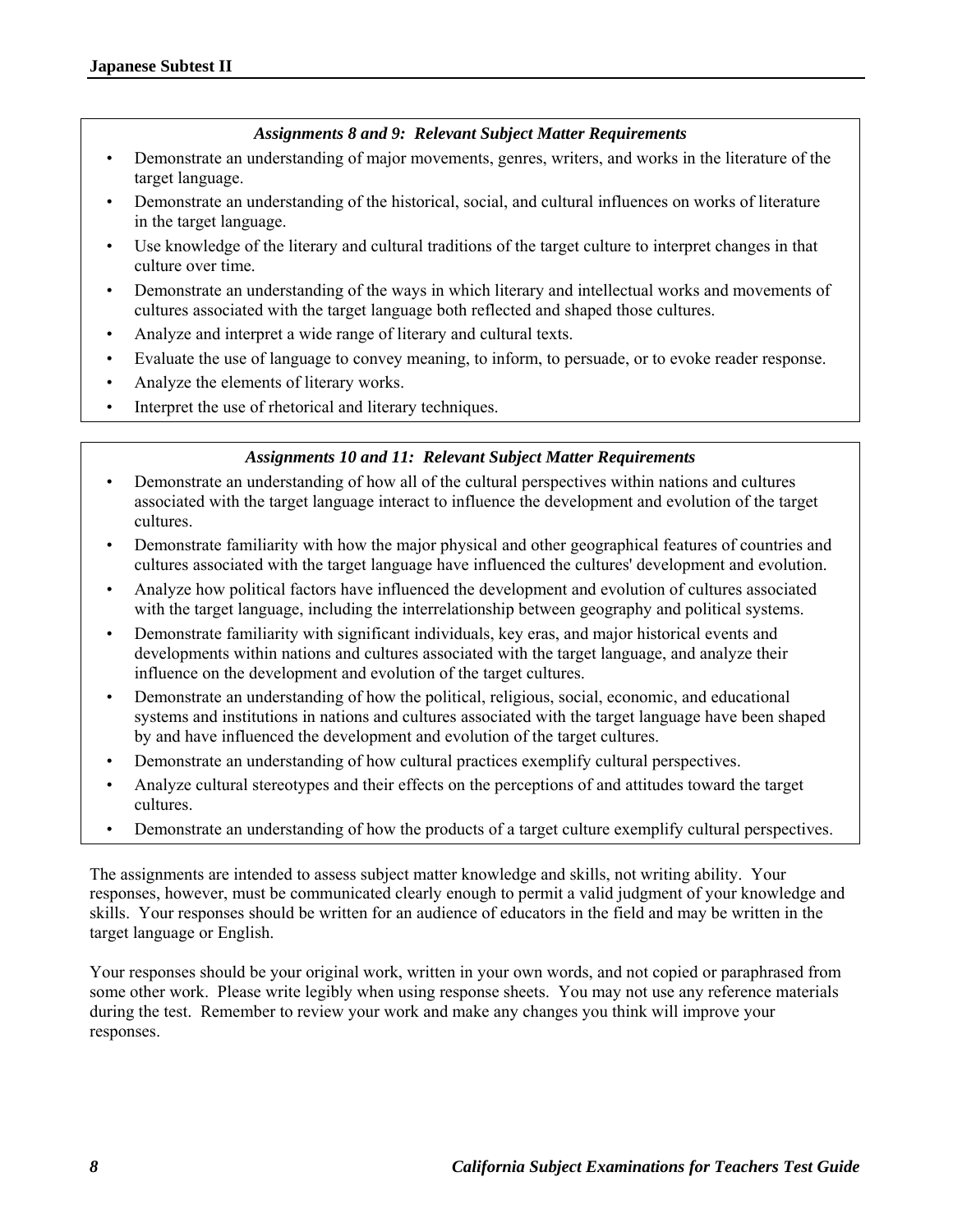### *Assignments 8 and 9: Relevant Subject Matter Requirements*

- Demonstrate an understanding of major movements, genres, writers, and works in the literature of the target language.
- Demonstrate an understanding of the historical, social, and cultural influences on works of literature in the target language.
- Use knowledge of the literary and cultural traditions of the target culture to interpret changes in that culture over time.
- Demonstrate an understanding of the ways in which literary and intellectual works and movements of cultures associated with the target language both reflected and shaped those cultures.
- Analyze and interpret a wide range of literary and cultural texts.
- Evaluate the use of language to convey meaning, to inform, to persuade, or to evoke reader response.
- Analyze the elements of literary works.
- Interpret the use of rhetorical and literary techniques.

### *Assignments 10 and 11: Relevant Subject Matter Requirements*

- Demonstrate an understanding of how all of the cultural perspectives within nations and cultures associated with the target language interact to influence the development and evolution of the target cultures.
- Demonstrate familiarity with how the major physical and other geographical features of countries and cultures associated with the target language have influenced the cultures' development and evolution.
- Analyze how political factors have influenced the development and evolution of cultures associated with the target language, including the interrelationship between geography and political systems.
- Demonstrate familiarity with significant individuals, key eras, and major historical events and developments within nations and cultures associated with the target language, and analyze their influence on the development and evolution of the target cultures.
- Demonstrate an understanding of how the political, religious, social, economic, and educational systems and institutions in nations and cultures associated with the target language have been shaped by and have influenced the development and evolution of the target cultures.
- Demonstrate an understanding of how cultural practices exemplify cultural perspectives.
- Analyze cultural stereotypes and their effects on the perceptions of and attitudes toward the target cultures.
- Demonstrate an understanding of how the products of a target culture exemplify cultural perspectives.

The assignments are intended to assess subject matter knowledge and skills, not writing ability. Your responses, however, must be communicated clearly enough to permit a valid judgment of your knowledge and skills. Your responses should be written for an audience of educators in the field and may be written in the target language or English.

Your responses should be your original work, written in your own words, and not copied or paraphrased from some other work. Please write legibly when using response sheets. You may not use any reference materials during the test. Remember to review your work and make any changes you think will improve your responses.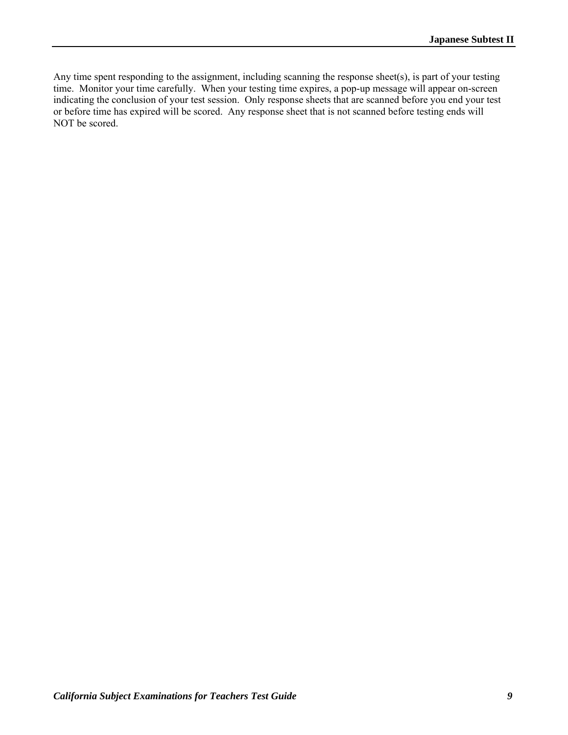Any time spent responding to the assignment, including scanning the response sheet(s), is part of your testing time. Monitor your time carefully. When your testing time expires, a pop-up message will appear on-screen indicating the conclusion of your test session. Only response sheets that are scanned before you end your test or before time has expired will be scored. Any response sheet that is not scanned before testing ends will NOT be scored.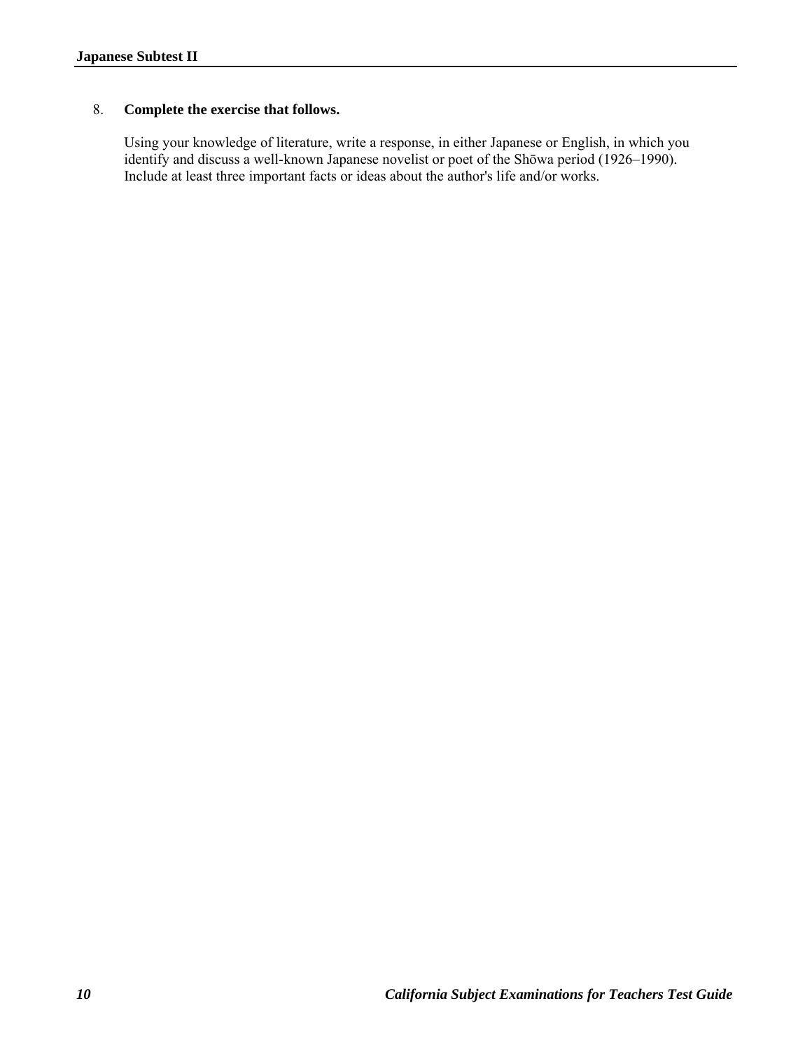8. **Complete the exercise that follows.**

   Using your knowledge of literature, write a response, in either Japanese or English, in which you identify and discuss a well-known Japanese novelist or poet of the Shōwa period (1926–1990). Include at least three important facts or ideas about the author's life and/or works.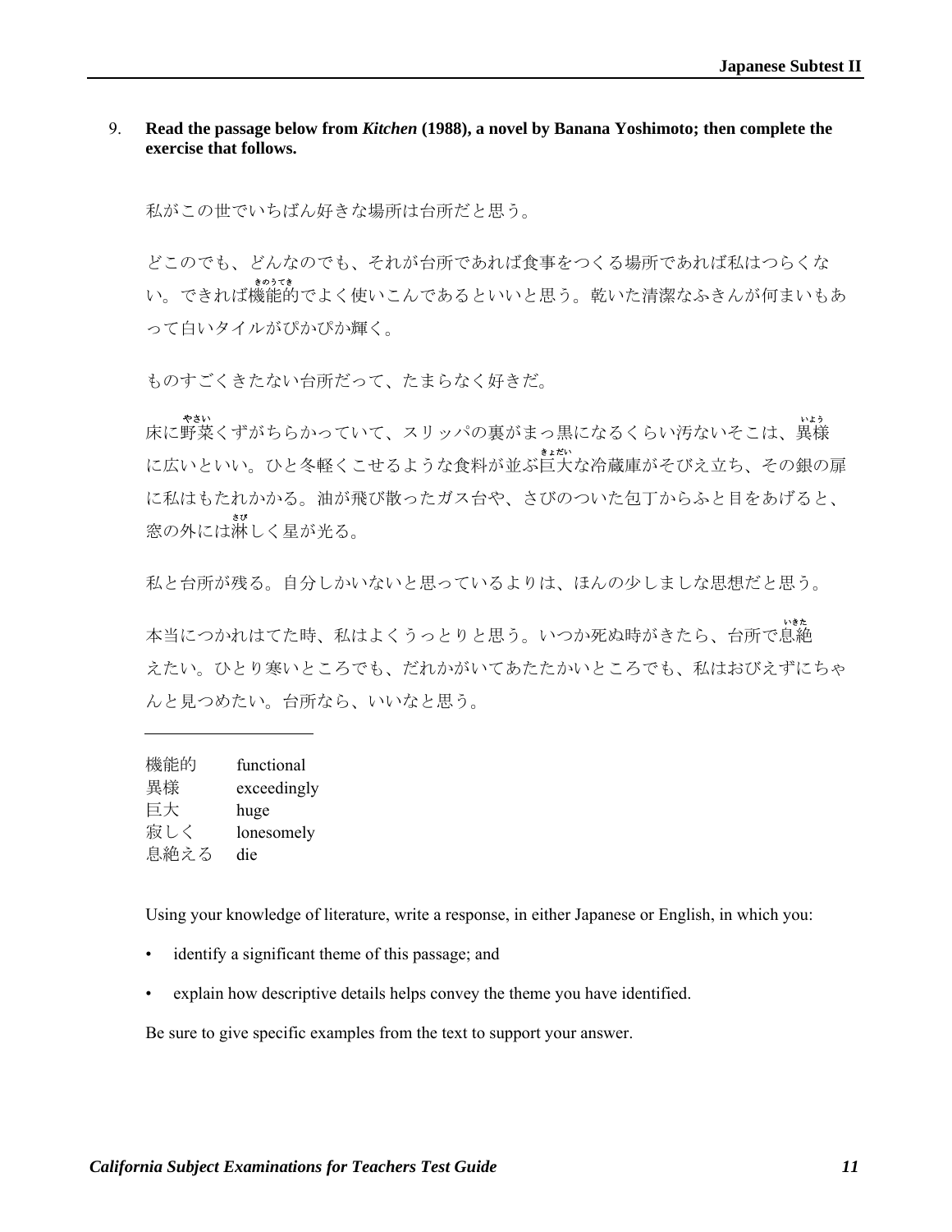9. **Read the passage below from *Kitchen* (1988), a novel by Banana Yoshimoto; then complete the exercise that follows.**

私がこの世でいちばん好きな場所は台所だと思う。

どこのでも、どんなのでも、それが台所であれば食事をつくる場所であれば私はつらくない。できれば機能的(きのうてき)でよく使いこんであるといいと思う。乾いた清潔なふきんが何まいもあって白いタイルがぴかぴか輝く。

ものすごくきたない台所だって、たまらなく好きだ。

床に野菜(やさい)くずがちらかっていて、スリッパの裏がまっ黒になるくらい汚ないそこは、異様(いよう)に広いといい。ひと冬軽くこせるような食料が並ぶ巨大(きょだい)な冷蔵庫がそびえ立ち、その銀の扉に私はもたれかかる。油が飛び散ったガス台や、さびのついた包丁からふと目をあげると、窓の外には淋(さび)しく星が光る。

私と台所が残る。自分しかいないと思っているよりは、ほんの少しましな思想だと思う。

本当につかれはてた時、私はよくうっとりと思う。いつか死ぬ時がきたら、台所で息絶(いきた)えたい。ひとり寒いところでも、だれかがいてあたたかいところでも、私はおびえずにちゃんと見つめたい。台所なら、いいなと思う。

---

| | |
|---|---|
| 機能的 | functional |
| 異様 | exceedingly |
| 巨大 | huge |
| 寂しく | lonesomely |
| 息絶える | die |

Using your knowledge of literature, write a response, in either Japanese or English, in which you:

- identify a significant theme of this passage; and
- explain how descriptive details helps convey the theme you have identified.

Be sure to give specific examples from the text to support your answer.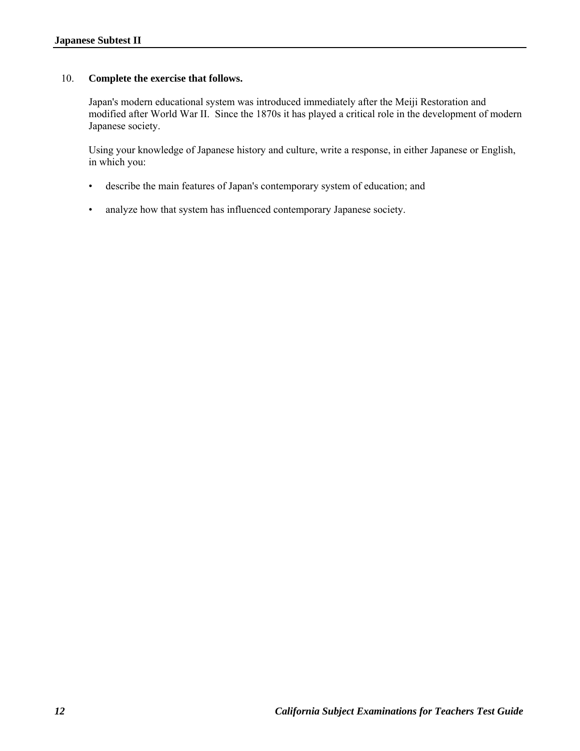10. **Complete the exercise that follows.**

Japan's modern educational system was introduced immediately after the Meiji Restoration and modified after World War II. Since the 1870s it has played a critical role in the development of modern Japanese society.

Using your knowledge of Japanese history and culture, write a response, in either Japanese or English, in which you:

- describe the main features of Japan's contemporary system of education; and
- analyze how that system has influenced contemporary Japanese society.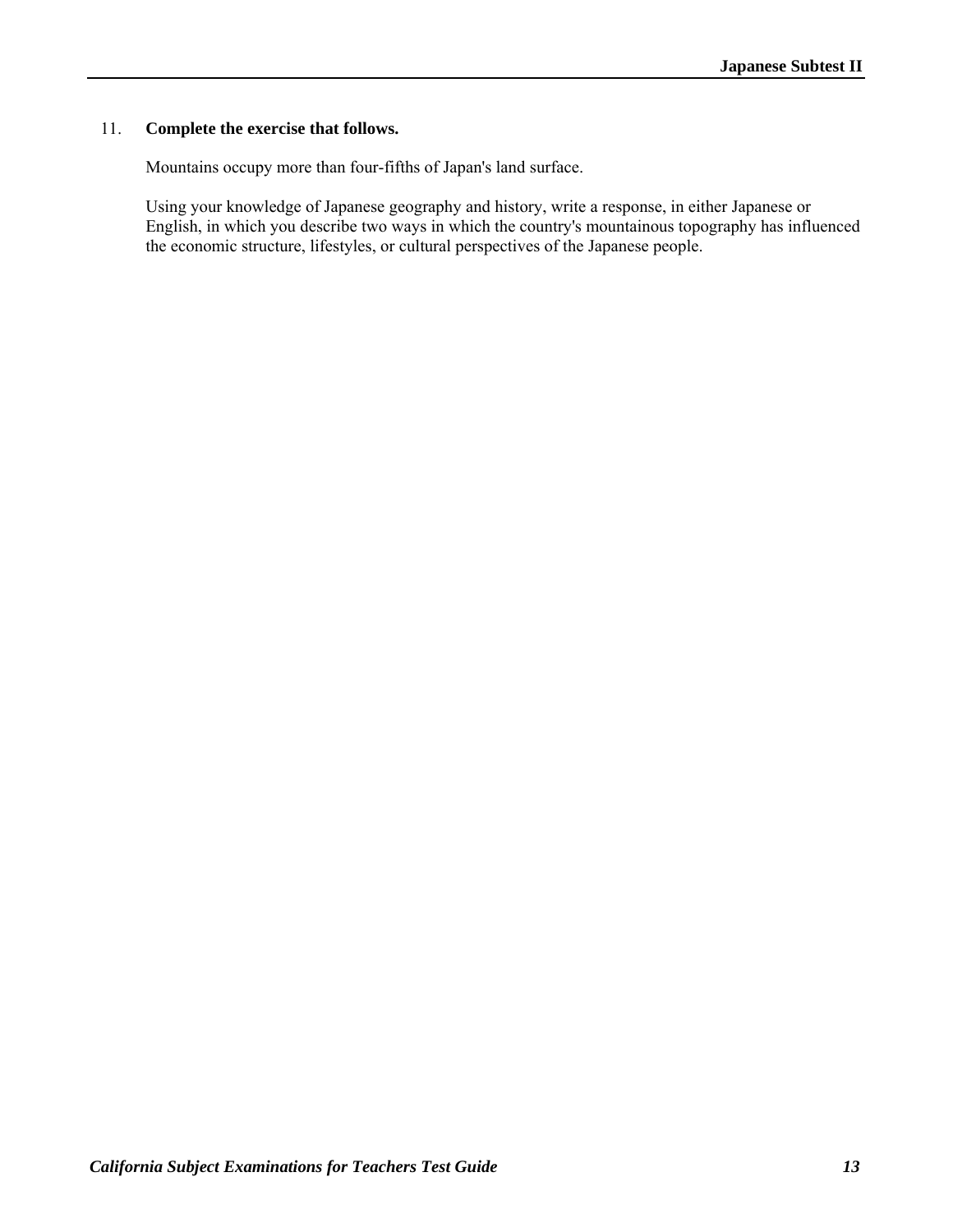11. **Complete the exercise that follows.**

Mountains occupy more than four-fifths of Japan's land surface.

Using your knowledge of Japanese geography and history, write a response, in either Japanese or English, in which you describe two ways in which the country's mountainous topography has influenced the economic structure, lifestyles, or cultural perspectives of the Japanese people.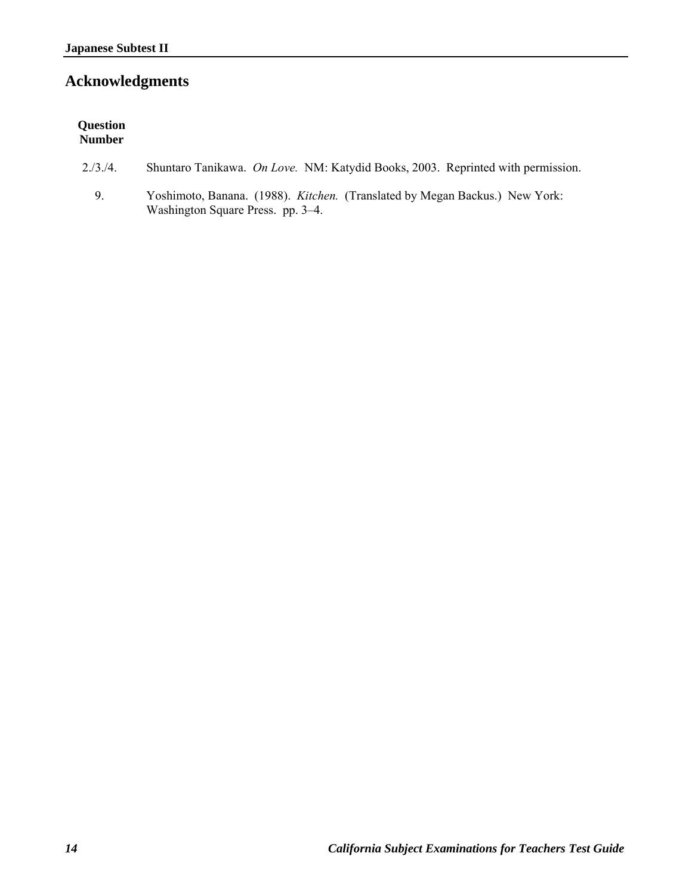## Acknowledgments

| Question Number | |
|---|---|
| 2./3./4. | Shuntaro Tanikawa. *On Love.* NM: Katydid Books, 2003. Reprinted with permission. |
| 9. | Yoshimoto, Banana. (1988). *Kitchen.* (Translated by Megan Backus.) New York: Washington Square Press. pp. 3–4. |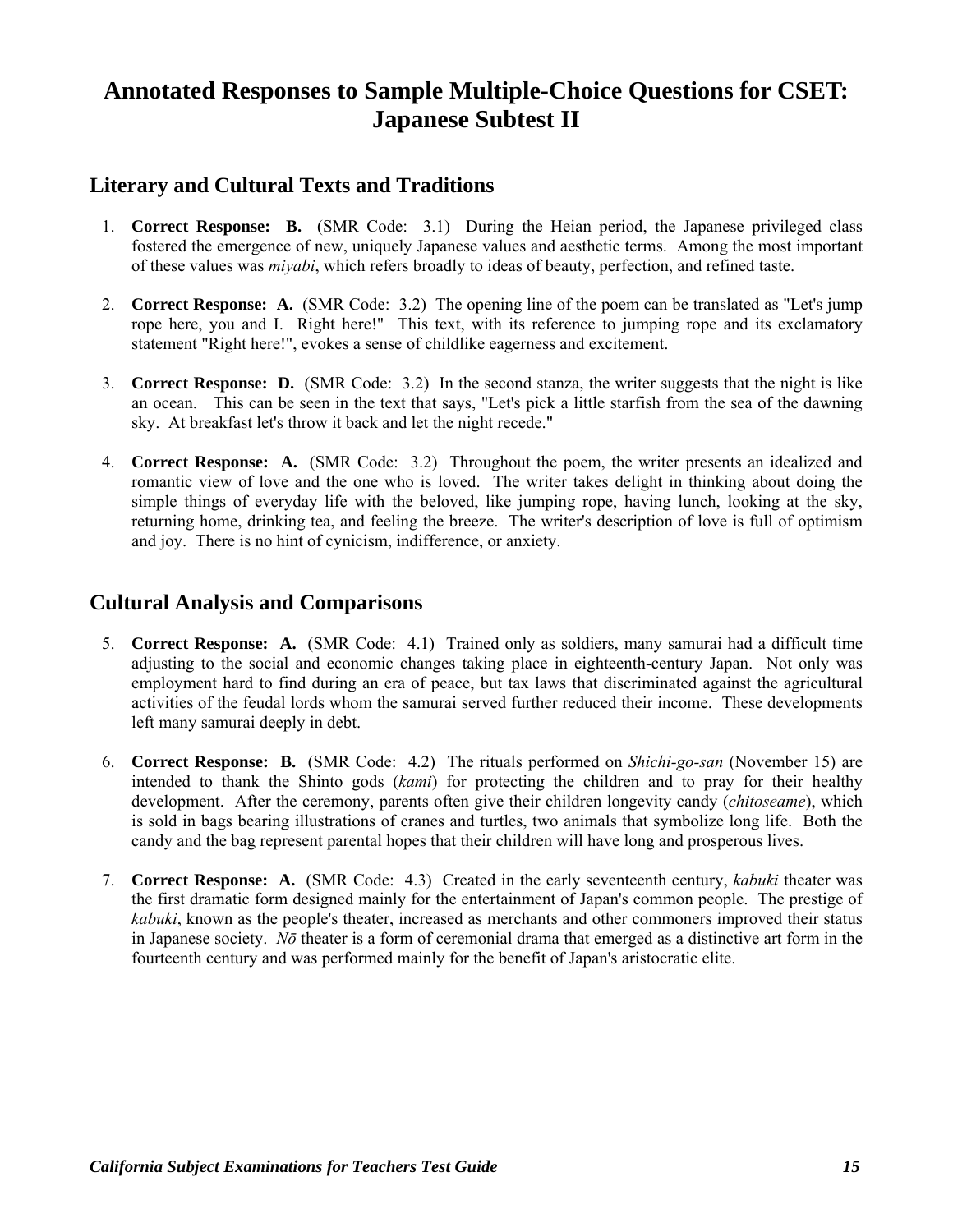# Annotated Responses to Sample Multiple-Choice Questions for CSET: Japanese Subtest II

## Literary and Cultural Texts and Traditions

1. **Correct Response: B.** (SMR Code: 3.1) During the Heian period, the Japanese privileged class fostered the emergence of new, uniquely Japanese values and aesthetic terms. Among the most important of these values was *miyabi*, which refers broadly to ideas of beauty, perfection, and refined taste.

2. **Correct Response: A.** (SMR Code: 3.2) The opening line of the poem can be translated as "Let's jump rope here, you and I. Right here!" This text, with its reference to jumping rope and its exclamatory statement "Right here!", evokes a sense of childlike eagerness and excitement.

3. **Correct Response: D.** (SMR Code: 3.2) In the second stanza, the writer suggests that the night is like an ocean. This can be seen in the text that says, "Let's pick a little starfish from the sea of the dawning sky. At breakfast let's throw it back and let the night recede."

4. **Correct Response: A.** (SMR Code: 3.2) Throughout the poem, the writer presents an idealized and romantic view of love and the one who is loved. The writer takes delight in thinking about doing the simple things of everyday life with the beloved, like jumping rope, having lunch, looking at the sky, returning home, drinking tea, and feeling the breeze. The writer's description of love is full of optimism and joy. There is no hint of cynicism, indifference, or anxiety.

## Cultural Analysis and Comparisons

5. **Correct Response: A.** (SMR Code: 4.1) Trained only as soldiers, many samurai had a difficult time adjusting to the social and economic changes taking place in eighteenth-century Japan. Not only was employment hard to find during an era of peace, but tax laws that discriminated against the agricultural activities of the feudal lords whom the samurai served further reduced their income. These developments left many samurai deeply in debt.

6. **Correct Response: B.** (SMR Code: 4.2) The rituals performed on *Shichi-go-san* (November 15) are intended to thank the Shinto gods (*kami*) for protecting the children and to pray for their healthy development. After the ceremony, parents often give their children longevity candy (*chitoseame*), which is sold in bags bearing illustrations of cranes and turtles, two animals that symbolize long life. Both the candy and the bag represent parental hopes that their children will have long and prosperous lives.

7. **Correct Response: A.** (SMR Code: 4.3) Created in the early seventeenth century, *kabuki* theater was the first dramatic form designed mainly for the entertainment of Japan's common people. The prestige of *kabuki*, known as the people's theater, increased as merchants and other commoners improved their status in Japanese society. *Nō* theater is a form of ceremonial drama that emerged as a distinctive art form in the fourteenth century and was performed mainly for the benefit of Japan's aristocratic elite.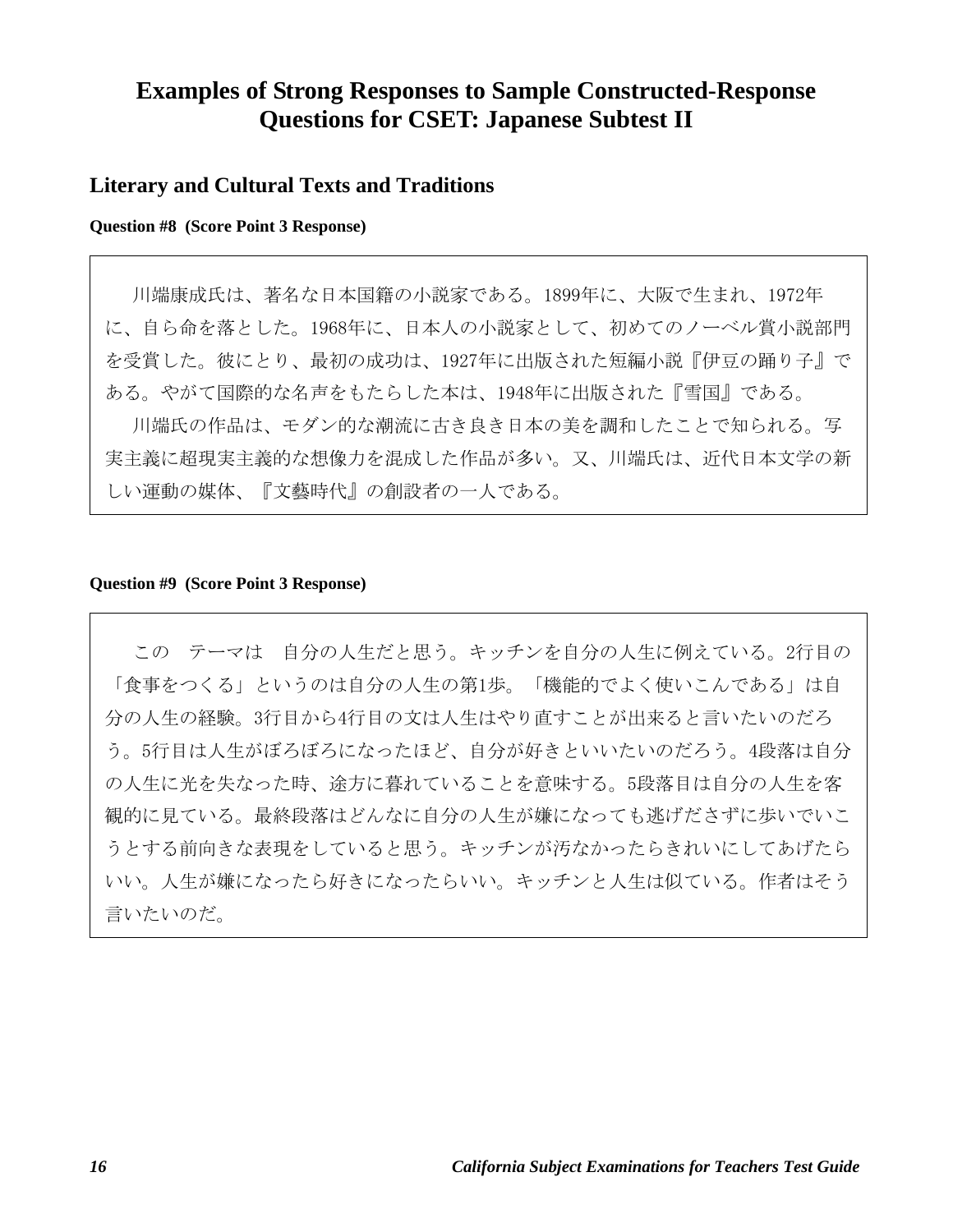# Examples of Strong Responses to Sample Constructed-Response Questions for CSET: Japanese Subtest II

## Literary and Cultural Texts and Traditions

**Question #8 (Score Point 3 Response)**

　川端康成氏は、著名な日本国籍の小説家である。1899年に、大阪で生まれ、1972年に、自ら命を落とした。1968年に、日本人の小説家として、初めてのノーベル賞小説部門を受賞した。彼にとり、最初の成功は、1927年に出版された短編小説『伊豆の踊り子』である。やがて国際的な名声をもたらした本は、1948年に出版された『雪国』である。

　川端氏の作品は、モダン的な潮流に古き良き日本の美を調和したことで知られる。写実主義に超現実主義的な想像力を混成した作品が多い。又、川端氏は、近代日本文学の新しい運動の媒体、『文藝時代』の創設者の一人である。

**Question #9 (Score Point 3 Response)**

　この　テーマは　自分の人生だと思う。キッチンを自分の人生に例えている。2行目の「食事をつくる」というのは自分の人生の第1歩。「機能的でよく使いこんである」は自分の人生の経験。3行目から4行目の文は人生はやり直すことが出来ると言いたいのだろう。5行目は人生がぼろぼろになったほど、自分が好きといいたいのだろう。4段落は自分の人生に光を失なった時、途方に暮れていることを意味する。5段落目は自分の人生を客観的に見ている。最終段落はどんなに自分の人生が嫌になっても逃げださずに歩いでいこうとする前向きな表現をしていると思う。キッチンが汚なかったらきれいにしてあげたらいい。人生が嫌になったら好きになったらいい。キッチンと人生は似ている。作者はそう言いたいのだ。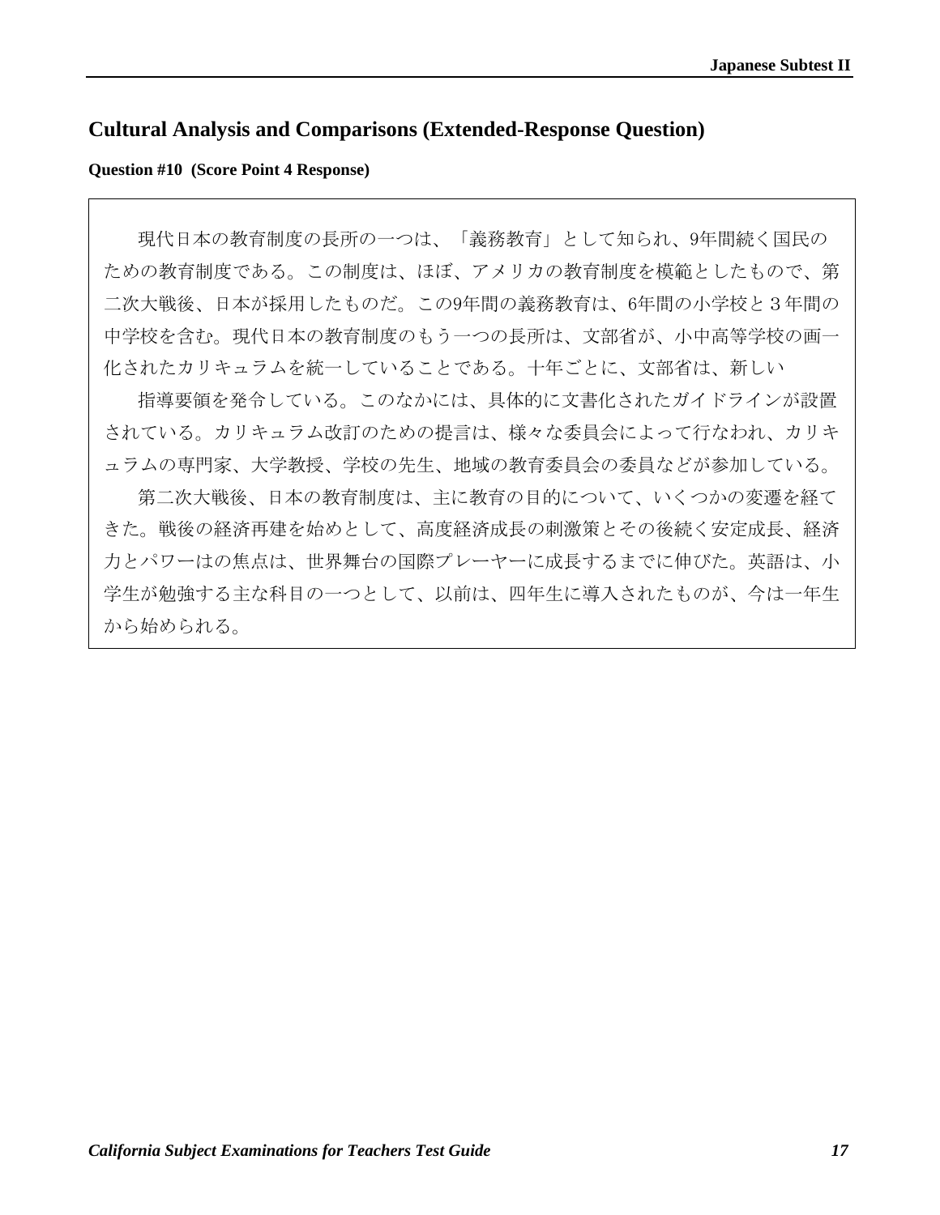## Cultural Analysis and Comparisons (Extended-Response Question)

**Question #10 (Score Point 4 Response)**

現代日本の教育制度の長所の一つは、「義務教育」として知られ、9年間続く国民のための教育制度である。この制度は、ほぼ、アメリカの教育制度を模範としたもので、第二次大戦後、日本が採用したものだ。この9年間の義務教育は、6年間の小学校と３年間の中学校を含む。現代日本の教育制度のもう一つの長所は、文部省が、小中高等学校の画一化されたカリキュラムを統一していることである。十年ごとに、文部省は、新しい

指導要領を発令している。このなかには、具体的に文書化されたガイドラインが設置されている。カリキュラム改訂のための提言は、様々な委員会によって行なわれ、カリキュラムの専門家、大学教授、学校の先生、地域の教育委員会の委員などが参加している。

第二次大戦後、日本の教育制度は、主に教育の目的について、いくつかの変遷を経てきた。戦後の経済再建を始めとして、高度経済成長の刺激策とその後続く安定成長、経済力とパワーはの焦点は、世界舞台の国際プレーヤーに成長するまでに伸びた。英語は、小学生が勉強する主な科目の一つとして、以前は、四年生に導入されたものが、今は一年生から始められる。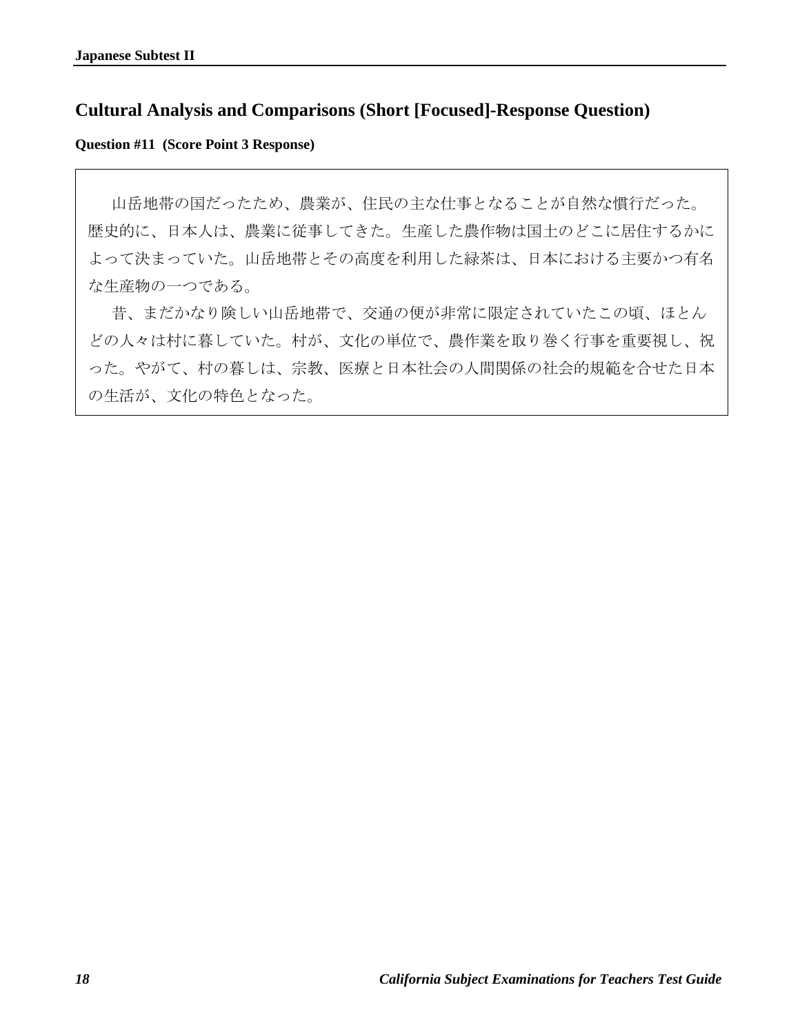## Cultural Analysis and Comparisons (Short [Focused]-Response Question)

**Question #11 (Score Point 3 Response)**

　山岳地帯の国だったため、農業が、住民の主な仕事となることが自然な慣行だった。歴史的に、日本人は、農業に従事してきた。生産した農作物は国土のどこに居住するかによって決まっていた。山岳地帯とその高度を利用した緑茶は、日本における主要かつ有名な生産物の一つである。

　昔、まだかなり険しい山岳地帯で、交通の便が非常に限定されていたこの頃、ほとんどの人々は村に暮していた。村が、文化の単位で、農作業を取り巻く行事を重要視し、祝った。やがて、村の暮しは、宗教、医療と日本社会の人間関係の社会的規範を合せた日本の生活が、文化の特色となった。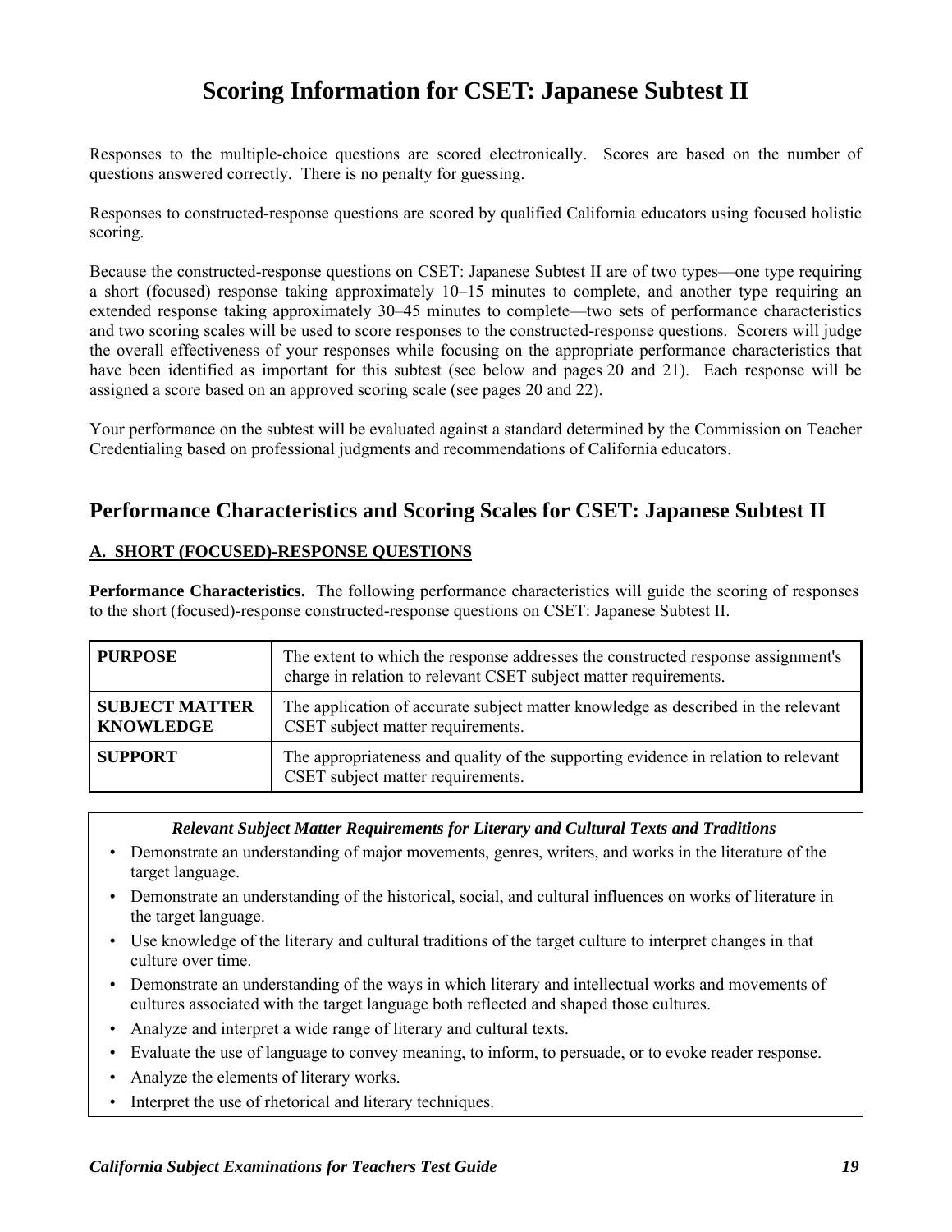# Scoring Information for CSET: Japanese Subtest II

Responses to the multiple-choice questions are scored electronically. Scores are based on the number of questions answered correctly. There is no penalty for guessing.

Responses to constructed-response questions are scored by qualified California educators using focused holistic scoring.

Because the constructed-response questions on CSET: Japanese Subtest II are of two types—one type requiring a short (focused) response taking approximately 10–15 minutes to complete, and another type requiring an extended response taking approximately 30–45 minutes to complete—two sets of performance characteristics and two scoring scales will be used to score responses to the constructed-response questions. Scorers will judge the overall effectiveness of your responses while focusing on the appropriate performance characteristics that have been identified as important for this subtest (see below and pages 20 and 21). Each response will be assigned a score based on an approved scoring scale (see pages 20 and 22).

Your performance on the subtest will be evaluated against a standard determined by the Commission on Teacher Credentialing based on professional judgments and recommendations of California educators.

## Performance Characteristics and Scoring Scales for CSET: Japanese Subtest II

### A. SHORT (FOCUSED)-RESPONSE QUESTIONS

**Performance Characteristics.** The following performance characteristics will guide the scoring of responses to the short (focused)-response constructed-response questions on CSET: Japanese Subtest II.

| | |
|---|---|
| **PURPOSE** | The extent to which the response addresses the constructed response assignment's charge in relation to relevant CSET subject matter requirements. |
| **SUBJECT MATTER KNOWLEDGE** | The application of accurate subject matter knowledge as described in the relevant CSET subject matter requirements. |
| **SUPPORT** | The appropriateness and quality of the supporting evidence in relation to relevant CSET subject matter requirements. |

***Relevant Subject Matter Requirements for Literary and Cultural Texts and Traditions***

- Demonstrate an understanding of major movements, genres, writers, and works in the literature of the target language.
- Demonstrate an understanding of the historical, social, and cultural influences on works of literature in the target language.
- Use knowledge of the literary and cultural traditions of the target culture to interpret changes in that culture over time.
- Demonstrate an understanding of the ways in which literary and intellectual works and movements of cultures associated with the target language both reflected and shaped those cultures.
- Analyze and interpret a wide range of literary and cultural texts.
- Evaluate the use of language to convey meaning, to inform, to persuade, or to evoke reader response.
- Analyze the elements of literary works.
- Interpret the use of rhetorical and literary techniques.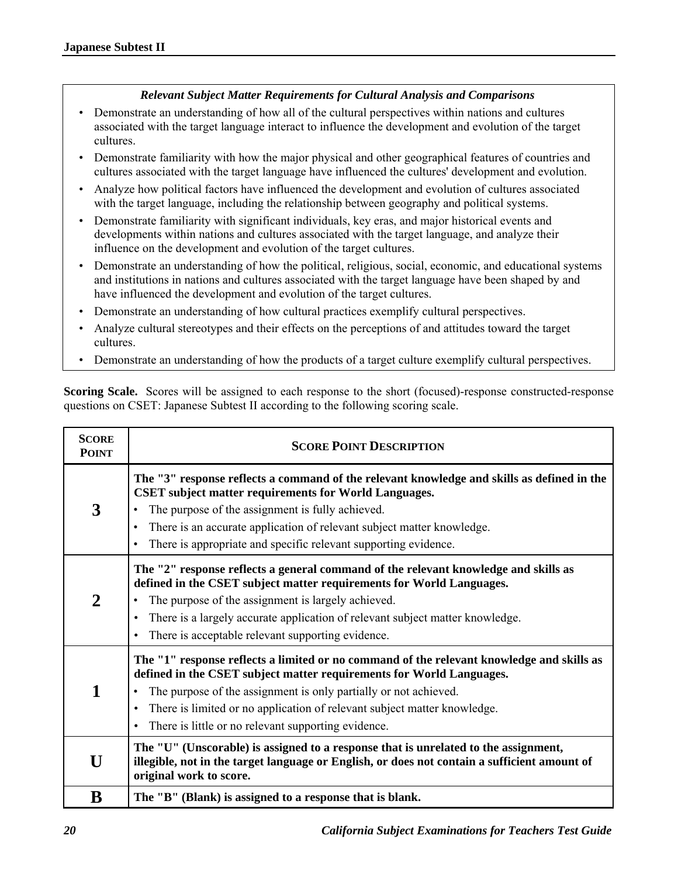***Relevant Subject Matter Requirements for Cultural Analysis and Comparisons***

- Demonstrate an understanding of how all of the cultural perspectives within nations and cultures associated with the target language interact to influence the development and evolution of the target cultures.
- Demonstrate familiarity with how the major physical and other geographical features of countries and cultures associated with the target language have influenced the cultures' development and evolution.
- Analyze how political factors have influenced the development and evolution of cultures associated with the target language, including the relationship between geography and political systems.
- Demonstrate familiarity with significant individuals, key eras, and major historical events and developments within nations and cultures associated with the target language, and analyze their influence on the development and evolution of the target cultures.
- Demonstrate an understanding of how the political, religious, social, economic, and educational systems and institutions in nations and cultures associated with the target language have been shaped by and have influenced the development and evolution of the target cultures.
- Demonstrate an understanding of how cultural practices exemplify cultural perspectives.
- Analyze cultural stereotypes and their effects on the perceptions of and attitudes toward the target cultures.
- Demonstrate an understanding of how the products of a target culture exemplify cultural perspectives.

**Scoring Scale.** Scores will be assigned to each response to the short (focused)-response constructed-response questions on CSET: Japanese Subtest II according to the following scoring scale.

| SCORE POINT | SCORE POINT DESCRIPTION |
|---|---|
| **3** | **The "3" response reflects a command of the relevant knowledge and skills as defined in the CSET subject matter requirements for World Languages.**<br>• The purpose of the assignment is fully achieved.<br>• There is an accurate application of relevant subject matter knowledge.<br>• There is appropriate and specific relevant supporting evidence. |
| **2** | **The "2" response reflects a general command of the relevant knowledge and skills as defined in the CSET subject matter requirements for World Languages.**<br>• The purpose of the assignment is largely achieved.<br>• There is a largely accurate application of relevant subject matter knowledge.<br>• There is acceptable relevant supporting evidence. |
| **1** | **The "1" response reflects a limited or no command of the relevant knowledge and skills as defined in the CSET subject matter requirements for World Languages.**<br>• The purpose of the assignment is only partially or not achieved.<br>• There is limited or no application of relevant subject matter knowledge.<br>• There is little or no relevant supporting evidence. |
| **U** | **The "U" (Unscorable) is assigned to a response that is unrelated to the assignment, illegible, not in the target language or English, or does not contain a sufficient amount of original work to score.** |
| **B** | **The "B" (Blank) is assigned to a response that is blank.** |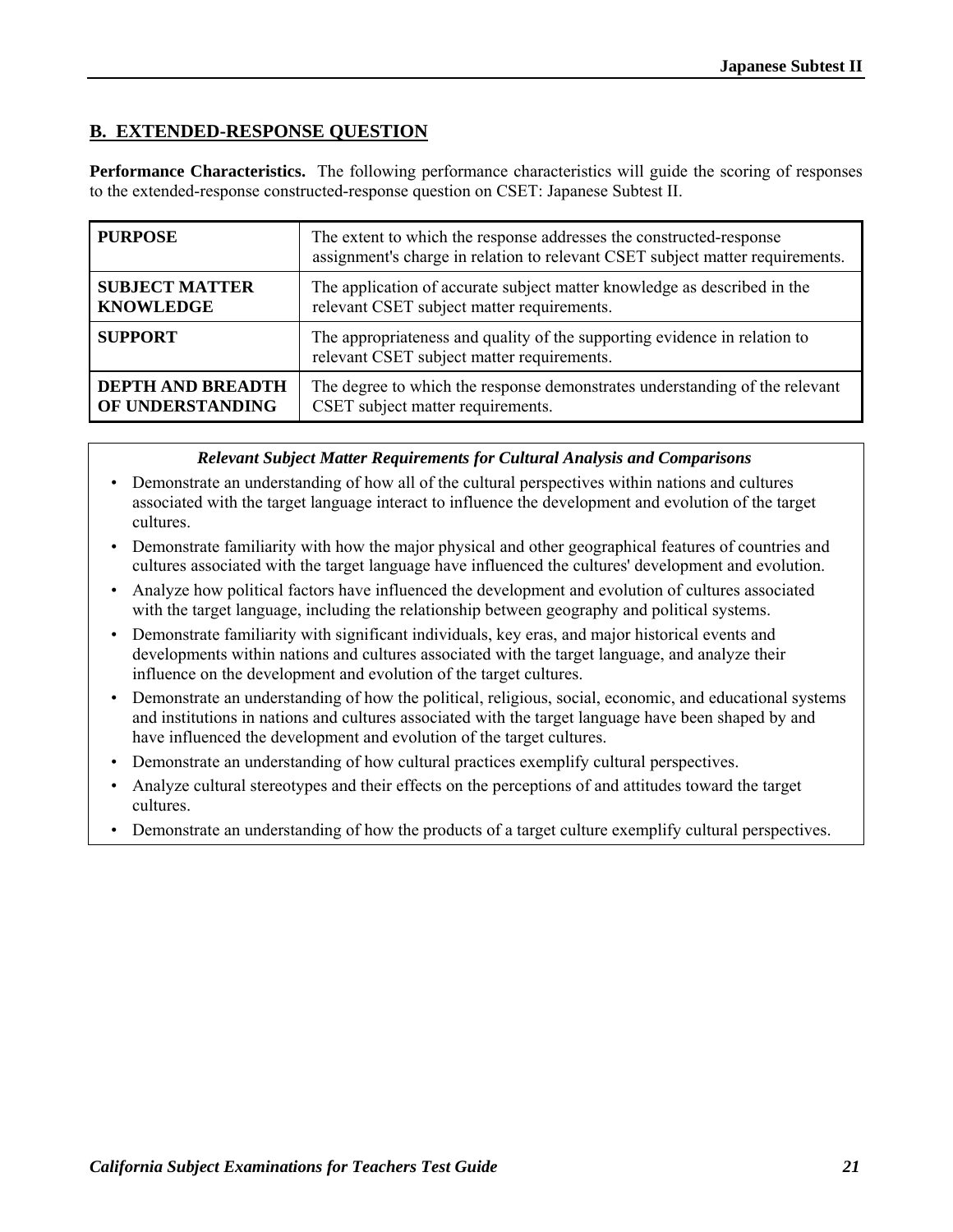## B. EXTENDED-RESPONSE QUESTION

**Performance Characteristics.** The following performance characteristics will guide the scoring of responses to the extended-response constructed-response question on CSET: Japanese Subtest II.

| | |
|---|---|
| **PURPOSE** | The extent to which the response addresses the constructed-response assignment's charge in relation to relevant CSET subject matter requirements. |
| **SUBJECT MATTER KNOWLEDGE** | The application of accurate subject matter knowledge as described in the relevant CSET subject matter requirements. |
| **SUPPORT** | The appropriateness and quality of the supporting evidence in relation to relevant CSET subject matter requirements. |
| **DEPTH AND BREADTH OF UNDERSTANDING** | The degree to which the response demonstrates understanding of the relevant CSET subject matter requirements. |

***Relevant Subject Matter Requirements for Cultural Analysis and Comparisons***

- Demonstrate an understanding of how all of the cultural perspectives within nations and cultures associated with the target language interact to influence the development and evolution of the target cultures.
- Demonstrate familiarity with how the major physical and other geographical features of countries and cultures associated with the target language have influenced the cultures' development and evolution.
- Analyze how political factors have influenced the development and evolution of cultures associated with the target language, including the relationship between geography and political systems.
- Demonstrate familiarity with significant individuals, key eras, and major historical events and developments within nations and cultures associated with the target language, and analyze their influence on the development and evolution of the target cultures.
- Demonstrate an understanding of how the political, religious, social, economic, and educational systems and institutions in nations and cultures associated with the target language have been shaped by and have influenced the development and evolution of the target cultures.
- Demonstrate an understanding of how cultural practices exemplify cultural perspectives.
- Analyze cultural stereotypes and their effects on the perceptions of and attitudes toward the target cultures.
- Demonstrate an understanding of how the products of a target culture exemplify cultural perspectives.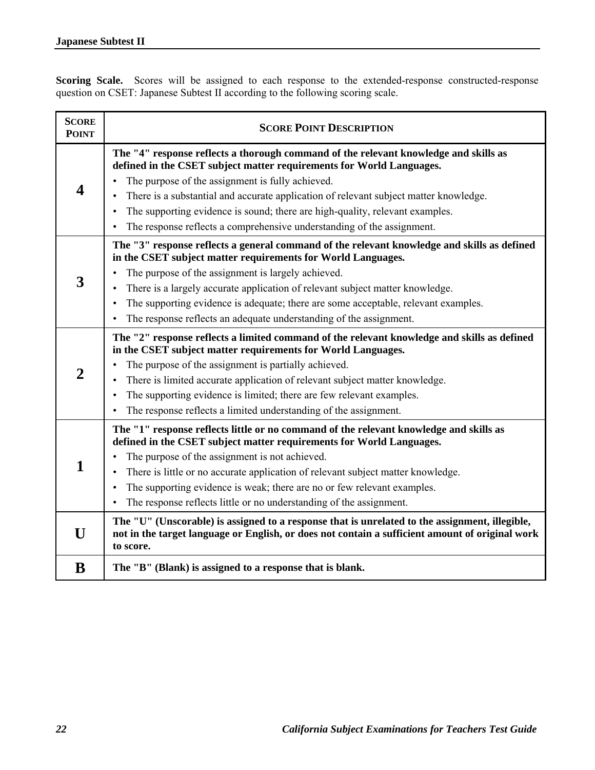**Scoring Scale.** Scores will be assigned to each response to the extended-response constructed-response question on CSET: Japanese Subtest II according to the following scoring scale.

| SCORE POINT | SCORE POINT DESCRIPTION |
|---|---|
| **4** | **The "4" response reflects a thorough command of the relevant knowledge and skills as defined in the CSET subject matter requirements for World Languages.**<br>• The purpose of the assignment is fully achieved.<br>• There is a substantial and accurate application of relevant subject matter knowledge.<br>• The supporting evidence is sound; there are high-quality, relevant examples.<br>• The response reflects a comprehensive understanding of the assignment. |
| **3** | **The "3" response reflects a general command of the relevant knowledge and skills as defined in the CSET subject matter requirements for World Languages.**<br>• The purpose of the assignment is largely achieved.<br>• There is a largely accurate application of relevant subject matter knowledge.<br>• The supporting evidence is adequate; there are some acceptable, relevant examples.<br>• The response reflects an adequate understanding of the assignment. |
| **2** | **The "2" response reflects a limited command of the relevant knowledge and skills as defined in the CSET subject matter requirements for World Languages.**<br>• The purpose of the assignment is partially achieved.<br>• There is limited accurate application of relevant subject matter knowledge.<br>• The supporting evidence is limited; there are few relevant examples.<br>• The response reflects a limited understanding of the assignment. |
| **1** | **The "1" response reflects little or no command of the relevant knowledge and skills as defined in the CSET subject matter requirements for World Languages.**<br>• The purpose of the assignment is not achieved.<br>• There is little or no accurate application of relevant subject matter knowledge.<br>• The supporting evidence is weak; there are no or few relevant examples.<br>• The response reflects little or no understanding of the assignment. |
| **U** | **The "U" (Unscorable) is assigned to a response that is unrelated to the assignment, illegible, not in the target language or English, or does not contain a sufficient amount of original work to score.** |
| **B** | **The "B" (Blank) is assigned to a response that is blank.** |